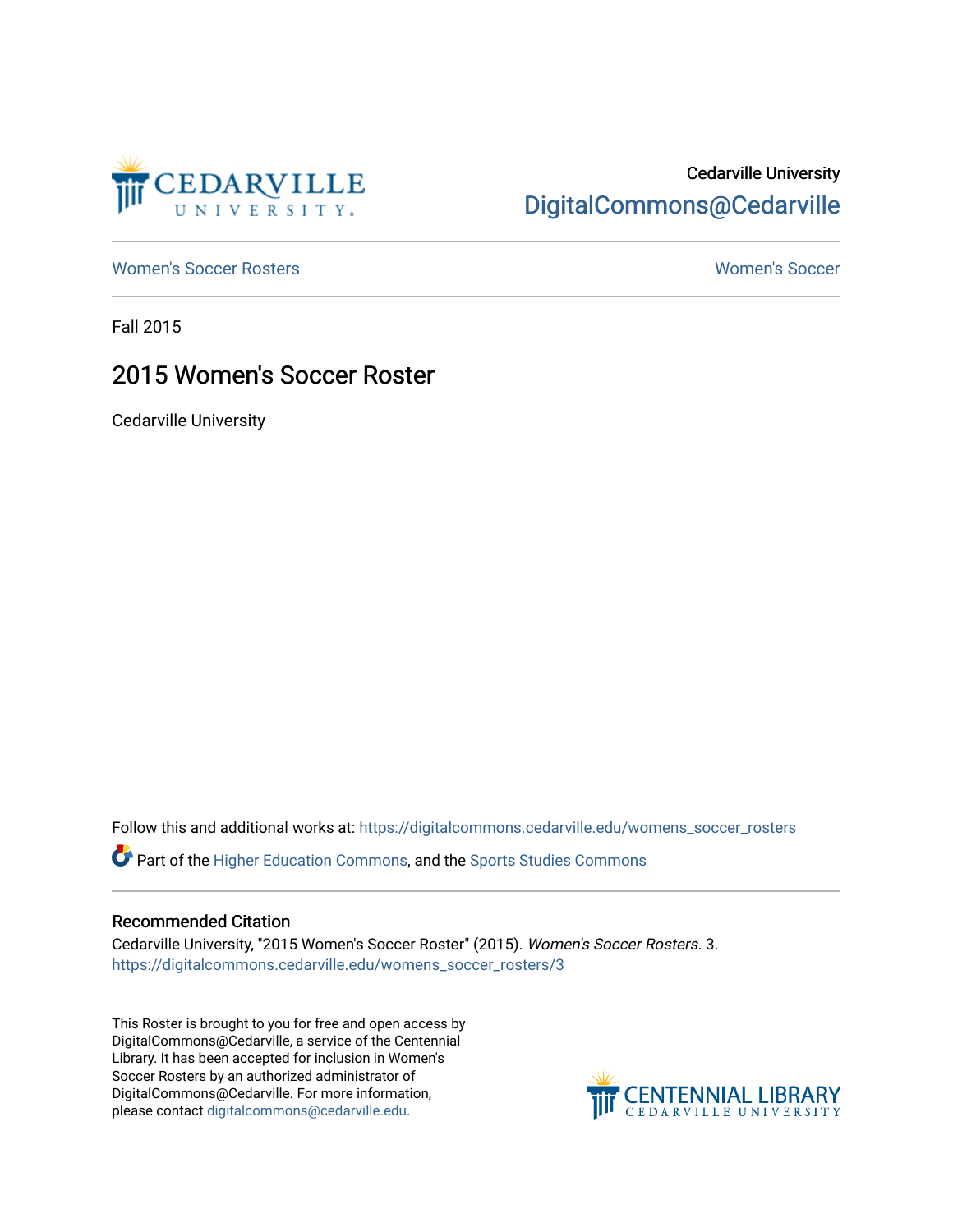Cedarville University
DigitalCommons@Cedarville

Women's Soccer Rosters | Women's Soccer

Fall 2015

# 2015 Women's Soccer Roster

Cedarville University

Follow this and additional works at: https://digitalcommons.cedarville.edu/womens_soccer_rosters

Part of the Higher Education Commons, and the Sports Studies Commons

## Recommended Citation

Cedarville University, "2015 Women's Soccer Roster" (2015). *Women's Soccer Rosters*. 3.
https://digitalcommons.cedarville.edu/womens_soccer_rosters/3

This Roster is brought to you for free and open access by DigitalCommons@Cedarville, a service of the Centennial Library. It has been accepted for inclusion in Women's Soccer Rosters by an authorized administrator of DigitalCommons@Cedarville. For more information, please contact digitalcommons@cedarville.edu.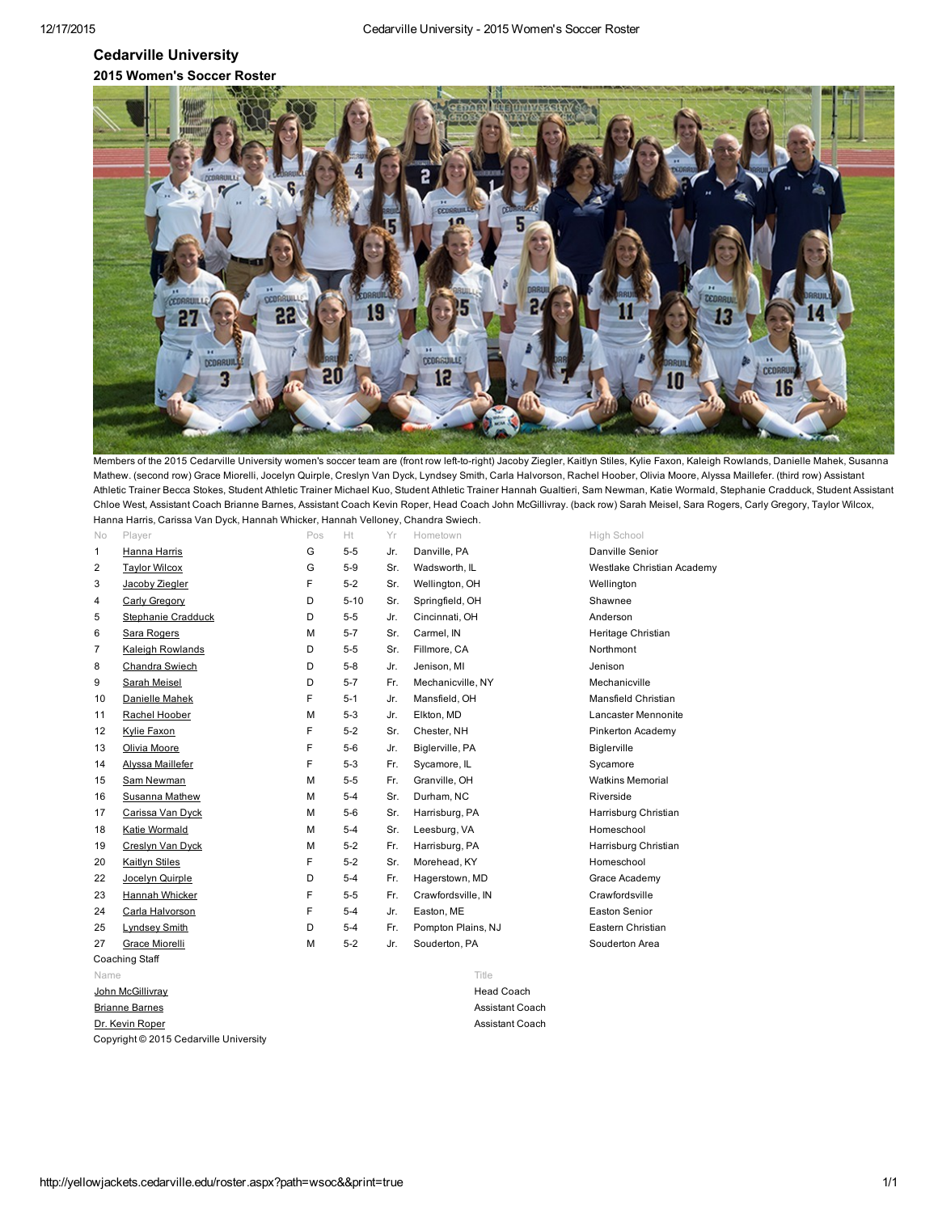## Cedarville University

### 2015 Women's Soccer Roster

Members of the 2015 Cedarville University women's soccer team are (front row left-to-right) Jacoby Ziegler, Kaitlyn Stiles, Kylie Faxon, Kaleigh Rowlands, Danielle Mahek, Susanna Mathew. (second row) Grace Miorelli, Jocelyn Quirple, Creslyn Van Dyck, Lyndsey Smith, Carla Halvorson, Rachel Hoober, Olivia Moore, Alyssa Maillefer. (third row) Assistant Athletic Trainer Becca Stokes, Student Athletic Trainer Michael Kuo, Student Athletic Trainer Hannah Gualtieri, Sam Newman, Katie Wormald, Stephanie Cradduck, Student Assistant Chloe West, Assistant Coach Brianne Barnes, Assistant Coach Kevin Roper, Head Coach John McGillivray. (back row) Sarah Meisel, Sara Rogers, Carly Gregory, Taylor Wilcox, Hanna Harris, Carissa Van Dyck, Hannah Whicker, Hannah Velloney, Chandra Swiech.

| No | Player | Pos | Ht | Yr | Hometown | High School |
|---|---|---|---|---|---|---|
| 1 | Hanna Harris | G | 5-5 | Jr. | Danville, PA | Danville Senior |
| 2 | Taylor Wilcox | G | 5-9 | Sr. | Wadsworth, IL | Westlake Christian Academy |
| 3 | Jacoby Ziegler | F | 5-2 | Sr. | Wellington, OH | Wellington |
| 4 | Carly Gregory | D | 5-10 | Sr. | Springfield, OH | Shawnee |
| 5 | Stephanie Cradduck | D | 5-5 | Jr. | Cincinnati, OH | Anderson |
| 6 | Sara Rogers | M | 5-7 | Sr. | Carmel, IN | Heritage Christian |
| 7 | Kaleigh Rowlands | D | 5-5 | Sr. | Fillmore, CA | Northmont |
| 8 | Chandra Swiech | D | 5-8 | Jr. | Jenison, MI | Jenison |
| 9 | Sarah Meisel | D | 5-7 | Fr. | Mechanicville, NY | Mechanicville |
| 10 | Danielle Mahek | F | 5-1 | Jr. | Mansfield, OH | Mansfield Christian |
| 11 | Rachel Hoober | M | 5-3 | Jr. | Elkton, MD | Lancaster Mennonite |
| 12 | Kylie Faxon | F | 5-2 | Sr. | Chester, NH | Pinkerton Academy |
| 13 | Olivia Moore | F | 5-6 | Jr. | Biglerville, PA | Biglerville |
| 14 | Alyssa Maillefer | F | 5-3 | Fr. | Sycamore, IL | Sycamore |
| 15 | Sam Newman | M | 5-5 | Fr. | Granville, OH | Watkins Memorial |
| 16 | Susanna Mathew | M | 5-4 | Sr. | Durham, NC | Riverside |
| 17 | Carissa Van Dyck | M | 5-6 | Sr. | Harrisburg, PA | Harrisburg Christian |
| 18 | Katie Wormald | M | 5-4 | Sr. | Leesburg, VA | Homeschool |
| 19 | Creslyn Van Dyck | M | 5-2 | Fr. | Harrisburg, PA | Harrisburg Christian |
| 20 | Kaitlyn Stiles | F | 5-2 | Sr. | Morehead, KY | Homeschool |
| 22 | Jocelyn Quirple | D | 5-4 | Fr. | Hagerstown, MD | Grace Academy |
| 23 | Hannah Whicker | F | 5-5 | Fr. | Crawfordsville, IN | Crawfordsville |
| 24 | Carla Halvorson | F | 5-4 | Jr. | Easton, ME | Easton Senior |
| 25 | Lyndsey Smith | D | 5-4 | Fr. | Pompton Plains, NJ | Eastern Christian |
| 27 | Grace Miorelli | M | 5-2 | Jr. | Souderton, PA | Souderton Area |

Coaching Staff

| Name | Title |
|---|---|
| John McGillivray | Head Coach |
| Brianne Barnes | Assistant Coach |
| Dr. Kevin Roper | Assistant Coach |

Copyright © 2015 Cedarville University